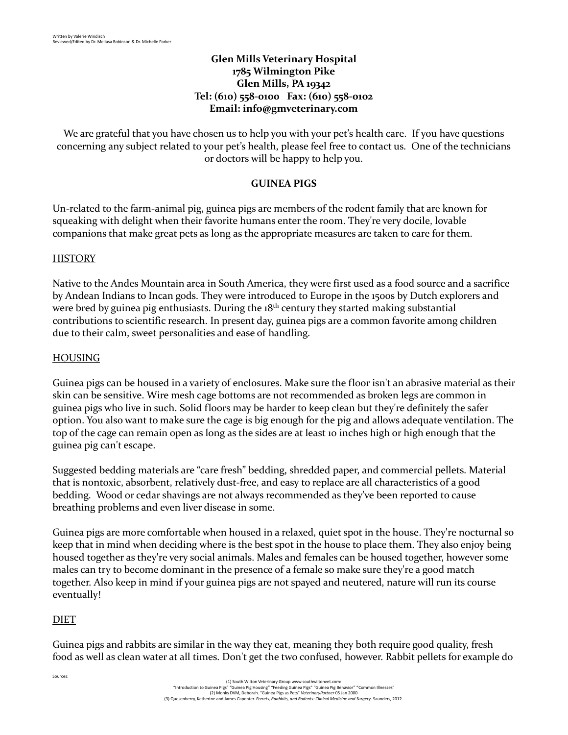Written by Valerie Windisch
Reviewed/Edited by Dr. Meliasa Robinson & Dr. Michelle Parker

**Glen Mills Veterinary Hospital**
**1785 Wilmington Pike**
**Glen Mills, PA 19342**
**Tel: (610) 558-0100 Fax: (610) 558-0102**
**Email: info@gmveterinary.com**

We are grateful that you have chosen us to help you with your pet's health care. If you have questions concerning any subject related to your pet's health, please feel free to contact us. One of the technicians or doctors will be happy to help you.

# GUINEA PIGS

Un-related to the farm-animal pig, guinea pigs are members of the rodent family that are known for squeaking with delight when their favorite humans enter the room. They're very docile, lovable companions that make great pets as long as the appropriate measures are taken to care for them.

## HISTORY

Native to the Andes Mountain area in South America, they were first used as a food source and a sacrifice by Andean Indians to Incan gods. They were introduced to Europe in the 1500s by Dutch explorers and were bred by guinea pig enthusiasts. During the 18th century they started making substantial contributions to scientific research. In present day, guinea pigs are a common favorite among children due to their calm, sweet personalities and ease of handling.

## HOUSING

Guinea pigs can be housed in a variety of enclosures. Make sure the floor isn't an abrasive material as their skin can be sensitive. Wire mesh cage bottoms are not recommended as broken legs are common in guinea pigs who live in such. Solid floors may be harder to keep clean but they're definitely the safer option. You also want to make sure the cage is big enough for the pig and allows adequate ventilation. The top of the cage can remain open as long as the sides are at least 10 inches high or high enough that the guinea pig can't escape.

Suggested bedding materials are "care fresh" bedding, shredded paper, and commercial pellets. Material that is nontoxic, absorbent, relatively dust-free, and easy to replace are all characteristics of a good bedding. Wood or cedar shavings are not always recommended as they've been reported to cause breathing problems and even liver disease in some.

Guinea pigs are more comfortable when housed in a relaxed, quiet spot in the house. They're nocturnal so keep that in mind when deciding where is the best spot in the house to place them. They also enjoy being housed together as they're very social animals. Males and females can be housed together, however some males can try to become dominant in the presence of a female so make sure they're a good match together. Also keep in mind if your guinea pigs are not spayed and neutered, nature will run its course eventually!

## DIET

Guinea pigs and rabbits are similar in the way they eat, meaning they both require good quality, fresh food as well as clean water at all times. Don't get the two confused, however. Rabbit pellets for example do

Sources:
(1) South Wilton Veterinary Group www.southwiltonvet.com:
"Introduction to Guinea Pigs" "Guinea Pig Housing" "Feeding Guinea Pigs" "Guinea Pig Behavior" "Common Illnesses"
(2) Monks DVM, Deborah. "Guinea Pigs as Pets" *VeterinaryPartner* 05 Jan 2000
(3) Quesenberry, Katherine and James Capenter. *Ferrets, Raabbits, and Rodents: Clinical Medicine and Surgery*. Saunders, 2012.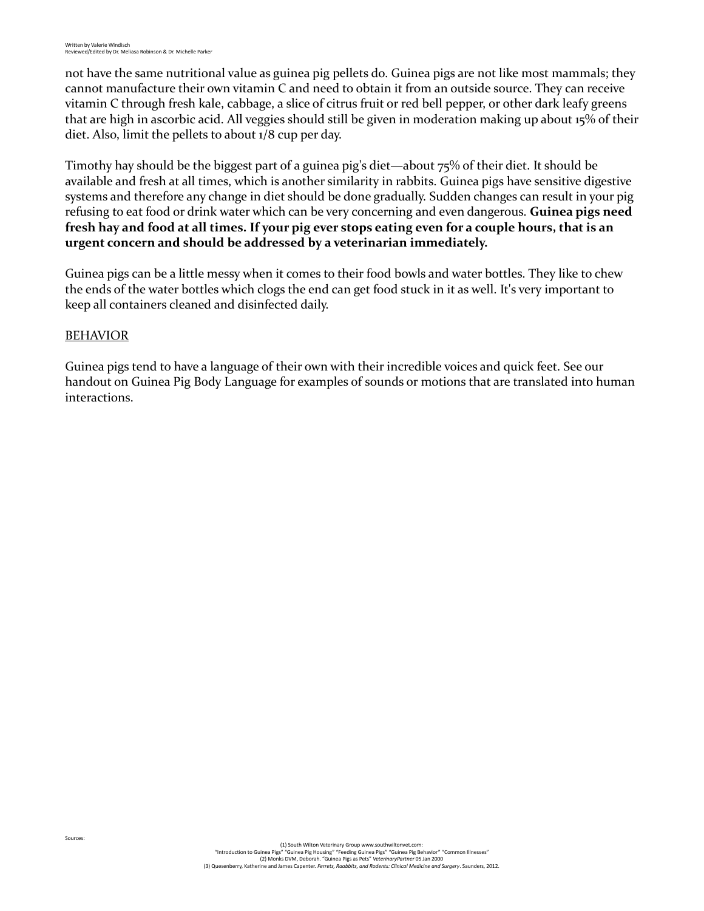not have the same nutritional value as guinea pig pellets do. Guinea pigs are not like most mammals; they cannot manufacture their own vitamin C and need to obtain it from an outside source. They can receive vitamin C through fresh kale, cabbage, a slice of citrus fruit or red bell pepper, or other dark leafy greens that are high in ascorbic acid. All veggies should still be given in moderation making up about 15% of their diet. Also, limit the pellets to about 1/8 cup per day.

Timothy hay should be the biggest part of a guinea pig's diet—about 75% of their diet. It should be available and fresh at all times, which is another similarity in rabbits. Guinea pigs have sensitive digestive systems and therefore any change in diet should be done gradually. Sudden changes can result in your pig refusing to eat food or drink water which can be very concerning and even dangerous. **Guinea pigs need fresh hay and food at all times. If your pig ever stops eating even for a couple hours, that is an urgent concern and should be addressed by a veterinarian immediately.**

Guinea pigs can be a little messy when it comes to their food bowls and water bottles. They like to chew the ends of the water bottles which clogs the end can get food stuck in it as well. It's very important to keep all containers cleaned and disinfected daily.

<u>BEHAVIOR</u>

Guinea pigs tend to have a language of their own with their incredible voices and quick feet. See our handout on Guinea Pig Body Language for examples of sounds or motions that are translated into human interactions.

Sources:

(1) South Wilton Veterinary Group www.southwiltonvet.com:
"Introduction to Guinea Pigs" "Guinea Pig Housing" "Feeding Guinea Pigs" "Guinea Pig Behavior" "Common Illnesses"
(2) Monks DVM, Deborah. "Guinea Pigs as Pets" *VeterinaryPartner* 05 Jan 2000
(3) Quesenberry, Katherine and James Capenter. *Ferrets, Raabbits, and Rodents: Clinical Medicine and Surgery*. Saunders, 2012.